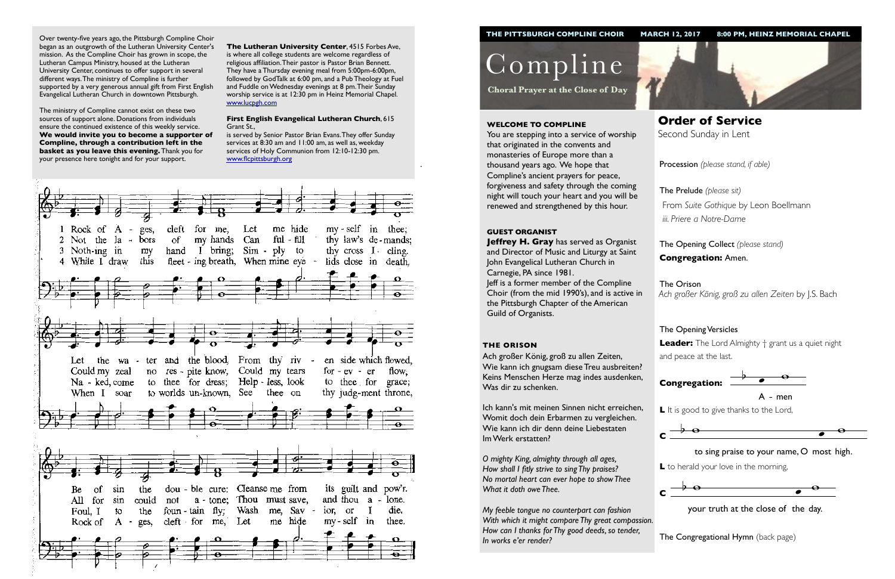Over twenty-five years ago, the Pittsburgh Compline Choir began as an outgrowth of the Lutheran University Center's mission. As the Compline Choir has grown in scope, the Lutheran Campus Ministry, housed at the Lutheran University Center, continues to offer support in several different ways. The ministry of Compline is further supported by a very generous annual gift from First English Evangelical Lutheran Church in downtown Pittsburgh.

The ministry of Compline cannot exist on these two sources of support alone. Donations from individuals ensure the continued existence of this weekly service. **We would invite you to become a supporter of Compline, through a contribution left in the basket as you leave this evening.** Thank you for your presence here tonight and for your support.

**The Lutheran University Center**, 4515 Forbes Ave, is where all college students are welcome regardless of religious affiliation. Their pastor is Pastor Brian Bennett. They have a Thursday evening meal from 5:00pm-6:00pm, followed by GodTalk at 6:00 pm, and a Pub Theology at Fuel and Fuddle on Wednesday evenings at 8 pm. Their Sunday worship service is at 12:30 pm in Heinz Memorial Chapel. www.lucpgh.com

**First English Evangelical Lutheran Church**, 615 Grant St., is served by Senior Pastor Brian Evans. They offer Sunday services at 8:30 am and 11:00 am, as well as, weekday services of Holy Communion from 12:10-12:30 pm. www.flcpittsburgh.org

1 Rock of Ages, cleft for me, Let me hide myself in thee; Let the water and the blood, From thy riven side which flowed, Be of sin the double cure: Cleanse me from its guilt and pow'r.

2 Not the labors of my hands Can fulfill thy law's demands; Could my zeal no respite know, Could my tears for ever flow, All for sin could not atone; Thou must save, and thou alone.

3 Nothing in my hand I bring; Simply to thy cross I cling. Naked, come to thee for dress; Helpless, look to thee for grace; Foul, I to the fountain fly; Wash me, Savior, or I die.

4 While I draw this fleeting breath, When mine eyelids close in death, When I soar to worlds unknown, See thee on thy judgment throne, Rock of Ages, cleft for me, Let me hide myself in thee.

**THE PITTSBURGH COMPLINE CHOIR** **MARCH 12, 2017** **8:00 PM, HEINZ MEMORIAL CHAPEL**

# Compline

**Choral Prayer at the Close of Day**

#### WELCOME TO COMPLINE

You are stepping into a service of worship that originated in the convents and monasteries of Europe more than a thousand years ago. We hope that Compline's ancient prayers for peace, forgiveness and safety through the coming night will touch your heart and you will be renewed and strengthened by this hour.

#### GUEST ORGANIST

**Jeffrey H. Gray** has served as Organist and Director of Music and Liturgy at Saint John Evangelical Lutheran Church in Carnegie, PA since 1981. Jeff is a former member of the Compline Choir (from the mid 1990's), and is active in the Pittsburgh Chapter of the American Guild of Organists.

#### THE ORISON

Ach großer König, groß zu allen Zeiten,
Wie kann ich gnugsam diese Treu ausbreiten?
Keins Menschen Herze mag indes ausdenken,
Was dir zu schenken.

Ich kann's mit meinen Sinnen nicht erreichen,
Womit doch dein Erbarmen zu vergleichen.
Wie kann ich dir denn deine Liebestaten
Im Werk erstatten?

*O mighty King, almighty through all ages,*
*How shall I fitly strive to sing Thy praises?*
*No mortal heart can ever hope to show Thee*
*What it doth owe Thee.*

*My feeble tongue no counterpart can fashion*
*With which it might compare Thy great compassion.*
*How can I thanks for Thy good deeds, so tender,*
*In works e'er render?*

## Order of Service

Second Sunday in Lent

Procession *(please stand, if able)*

The Prelude *(please sit)*
From *Suite Gothique* by Leon Boellmann
*iii. Priere a Notre-Dame*

The Opening Collect *(please stand)*
**Congregation:** Amen.

The Orison
*Ach großer König, groß zu allen Zeiten* by J.S. Bach

The Opening Versicles

**Leader:** The Lord Almighty † grant us a quiet night and peace at the last.

**Congregation:** A - men

**L** It is good to give thanks to the Lord,

**C** to sing praise to your name, O most high.

**L** to herald your love in the morning,

**C** your truth at the close of the day.

The Congregational Hymn (back page)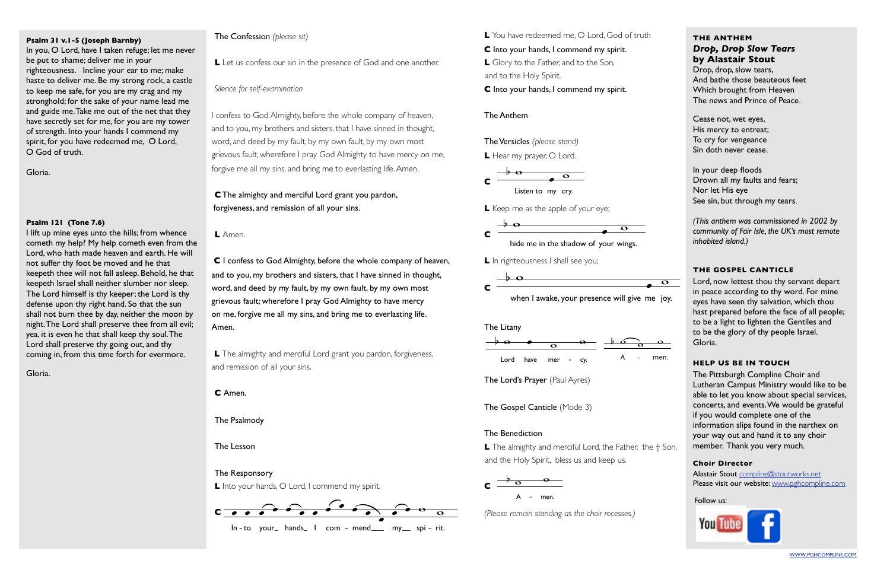**Psalm 31 v.1-5 (Joseph Barnby)**
In you, O Lord, have I taken refuge; let me never be put to shame; deliver me in your righteousness. Incline your ear to me; make haste to deliver me. Be my strong rock, a castle to keep me safe, for you are my crag and my stronghold; for the sake of your name lead me and guide me. Take me out of the net that they have secretly set for me, for you are my tower of strength. Into your hands I commend my spirit, for you have redeemed me, O Lord, O God of truth.

Gloria.

**Psalm 121 (Tone 7.6)**
I lift up mine eyes unto the hills; from whence cometh my help? My help cometh even from the Lord, who hath made heaven and earth. He will not suffer thy foot be moved and he that keepeth thee will not fall asleep. Behold, he that keepeth Israel shall neither slumber nor sleep. The Lord himself is thy keeper; the Lord is thy defense upon thy right hand. So that the sun shall not burn thee by day, neither the moon by night. The Lord shall preserve thee from all evil; yea, it is even he that shall keep thy soul. The Lord shall preserve thy going out, and thy coming in, from this time forth for evermore.

Gloria.

The Confession *(please sit)*

**L** Let us confess our sin in the presence of God and one another.

*Silence for self-examination*

I confess to God Almighty, before the whole company of heaven, and to you, my brothers and sisters, that I have sinned in thought, word, and deed by my fault, by my own fault, by my own most grievous fault; wherefore I pray God Almighty to have mercy on me, forgive me all my sins, and bring me to everlasting life. Amen.

**C** The almighty and merciful Lord grant you pardon, forgiveness, and remission of all your sins.

**L** Amen.

**C** I confess to God Almighty, before the whole company of heaven, and to you, my brothers and sisters, that I have sinned in thought, word, and deed by my fault, by my own fault, by my own most grievous fault; wherefore I pray God Almighty to have mercy on me, forgive me all my sins, and bring me to everlasting life. Amen.

**L** The almighty and merciful Lord grant you pardon, forgiveness, and remission of all your sins.

**C** Amen.

The Psalmody

The Lesson

The Responsory

**L** Into your hands, O Lord, I commend my spirit.

**C** In - to your_ hands_ I com - mend___ my__ spi - rit.

**L** You have redeemed me, O Lord, God of truth

**C** Into your hands, I commend my spirit.

**L** Glory to the Father, and to the Son, and to the Holy Spirit.

**C** Into your hands, I commend my spirit.

The Anthem

The Versicles *(please stand)*

**L** Hear my prayer, O Lord.

**C** Listen to my cry.

**L** Keep me as the apple of your eye;

**C** hide me in the shadow of your wings.

**L** In righteousness I shall see you;

**C** when I awake, your presence will give me joy.

The Litany

Lord have mer - cy. A - men.

The Lord's Prayer (Paul Ayres)

The Gospel Canticle (Mode 3)

The Benediction

**L** The almighty and merciful Lord, the Father, the † Son, and the Holy Spirit, bless us and keep us.

**C** A - men.

*(Please remain standing as the choir recesses.)*

**THE ANTHEM**
***Drop, Drop Slow Tears***
**by Alastair Stout**

Drop, drop, slow tears,
And bathe those beauteous feet
Which brought from Heaven
The news and Prince of Peace.

Cease not, wet eyes,
His mercy to entreat;
To cry for vengeance
Sin doth never cease.

In your deep floods
Drown all my faults and fears;
Nor let His eye
See sin, but through my tears.

*(This anthem was commissioned in 2002 by community of Fair Isle, the UK's most remote inhabited island.)*

**THE GOSPEL CANTICLE**
Lord, now lettest thou thy servant depart in peace according to thy word. For mine eyes have seen thy salvation, which thou hast prepared before the face of all people; to be a light to lighten the Gentiles and to be the glory of thy people Israel.
Gloria.

**HELP US BE IN TOUCH**
The Pittsburgh Compline Choir and Lutheran Campus Ministry would like to be able to let you know about special services, concerts, and events. We would be grateful if you would complete one of the information slips found in the narthex on your way out and hand it to any choir member. Thank you very much.

**Choir Director**
Alastair Stout compline@stoutworks.net
Please visit our website: www.pghcompline.com

Follow us:

WWW.PGHCOMPLINE.COM